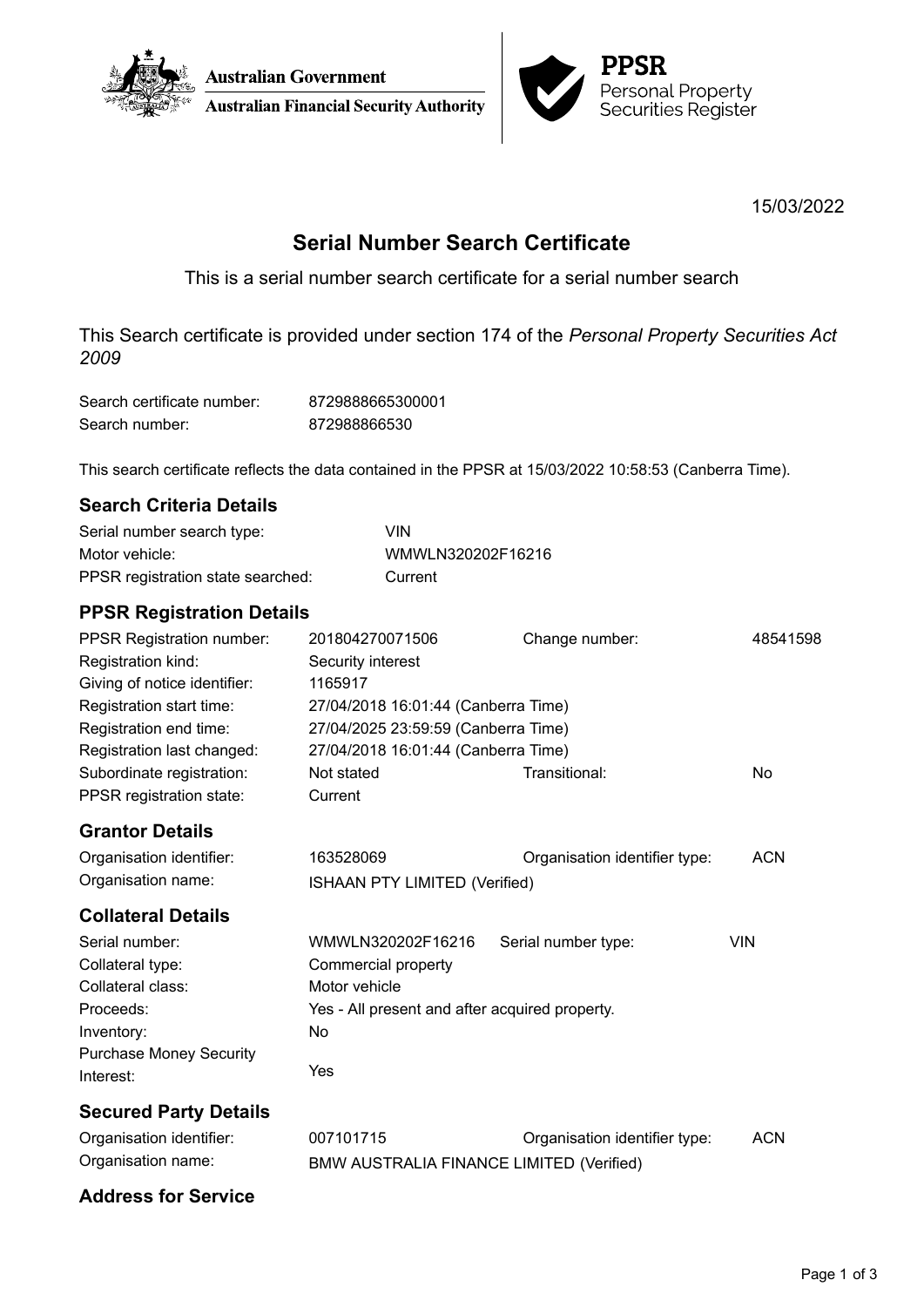Australian Government
Australian Financial Security Authority

PPSR
Personal Property Securities Register

15/03/2022

# Serial Number Search Certificate

This is a serial number search certificate for a serial number search

This Search certificate is provided under section 174 of the *Personal Property Securities Act 2009*

| | |
|---|---|
| Search certificate number: | 8729888665300001 |
| Search number: | 872988866530 |

This search certificate reflects the data contained in the PPSR at 15/03/2022 10:58:53 (Canberra Time).

## Search Criteria Details

| | |
|---|---|
| Serial number search type: | VIN |
| Motor vehicle: | WMWLN320202F16216 |
| PPSR registration state searched: | Current |

## PPSR Registration Details

| | | | |
|---|---|---|---|
| PPSR Registration number: | 201804270071506 | Change number: | 48541598 |
| Registration kind: | Security interest | | |
| Giving of notice identifier: | 1165917 | | |
| Registration start time: | 27/04/2018 16:01:44 (Canberra Time) | | |
| Registration end time: | 27/04/2025 23:59:59 (Canberra Time) | | |
| Registration last changed: | 27/04/2018 16:01:44 (Canberra Time) | | |
| Subordinate registration: | Not stated | Transitional: | No |
| PPSR registration state: | Current | | |

## Grantor Details

| | | | |
|---|---|---|---|
| Organisation identifier: | 163528069 | Organisation identifier type: | ACN |
| Organisation name: | ISHAAN PTY LIMITED (Verified) | | |

## Collateral Details

| | | | |
|---|---|---|---|
| Serial number: | WMWLN320202F16216 | Serial number type: | VIN |
| Collateral type: | Commercial property | | |
| Collateral class: | Motor vehicle | | |
| Proceeds: | Yes - All present and after acquired property. | | |
| Inventory: | No | | |
| Purchase Money Security Interest: | Yes | | |

## Secured Party Details

| | | | |
|---|---|---|---|
| Organisation identifier: | 007101715 | Organisation identifier type: | ACN |
| Organisation name: | BMW AUSTRALIA FINANCE LIMITED (Verified) | | |

## Address for Service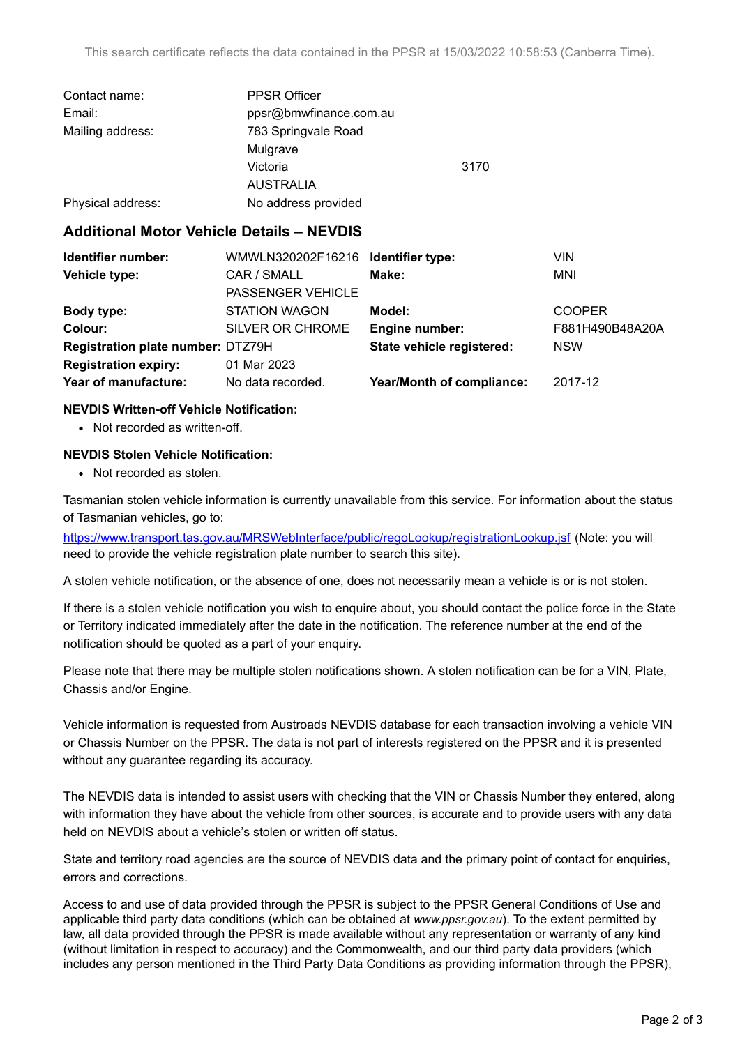This search certificate reflects the data contained in the PPSR at 15/03/2022 10:58:53 (Canberra Time).

| | |
|---|---|
| Contact name: | PPSR Officer |
| Email: | ppsr@bmwfinance.com.au |
| Mailing address: | 783 Springvale Road<br>Mulgrave<br>Victoria 3170<br>AUSTRALIA |
| Physical address: | No address provided |

## Additional Motor Vehicle Details – NEVDIS

| | | | |
|---|---|---|---|
| **Identifier number:** | WMWLN320202F16216 | **Identifier type:** | VIN |
| **Vehicle type:** | CAR / SMALL PASSENGER VEHICLE | **Make:** | MNI |
| **Body type:** | STATION WAGON | **Model:** | COOPER |
| **Colour:** | SILVER OR CHROME | **Engine number:** | F881H490B48A20A |
| **Registration plate number:** | DTZ79H | **State vehicle registered:** | NSW |
| **Registration expiry:** | 01 Mar 2023 | | |
| **Year of manufacture:** | No data recorded. | **Year/Month of compliance:** | 2017-12 |

**NEVDIS Written-off Vehicle Notification:**

- Not recorded as written-off.

**NEVDIS Stolen Vehicle Notification:**

- Not recorded as stolen.

Tasmanian stolen vehicle information is currently unavailable from this service. For information about the status of Tasmanian vehicles, go to:

https://www.transport.tas.gov.au/MRSWebInterface/public/regoLookup/registrationLookup.jsf (Note: you will need to provide the vehicle registration plate number to search this site).

A stolen vehicle notification, or the absence of one, does not necessarily mean a vehicle is or is not stolen.

If there is a stolen vehicle notification you wish to enquire about, you should contact the police force in the State or Territory indicated immediately after the date in the notification. The reference number at the end of the notification should be quoted as a part of your enquiry.

Please note that there may be multiple stolen notifications shown. A stolen notification can be for a VIN, Plate, Chassis and/or Engine.

Vehicle information is requested from Austroads NEVDIS database for each transaction involving a vehicle VIN or Chassis Number on the PPSR. The data is not part of interests registered on the PPSR and it is presented without any guarantee regarding its accuracy.

The NEVDIS data is intended to assist users with checking that the VIN or Chassis Number they entered, along with information they have about the vehicle from other sources, is accurate and to provide users with any data held on NEVDIS about a vehicle's stolen or written off status.

State and territory road agencies are the source of NEVDIS data and the primary point of contact for enquiries, errors and corrections.

Access to and use of data provided through the PPSR is subject to the PPSR General Conditions of Use and applicable third party data conditions (which can be obtained at *www.ppsr.gov.au*). To the extent permitted by law, all data provided through the PPSR is made available without any representation or warranty of any kind (without limitation in respect to accuracy) and the Commonwealth, and our third party data providers (which includes any person mentioned in the Third Party Data Conditions as providing information through the PPSR),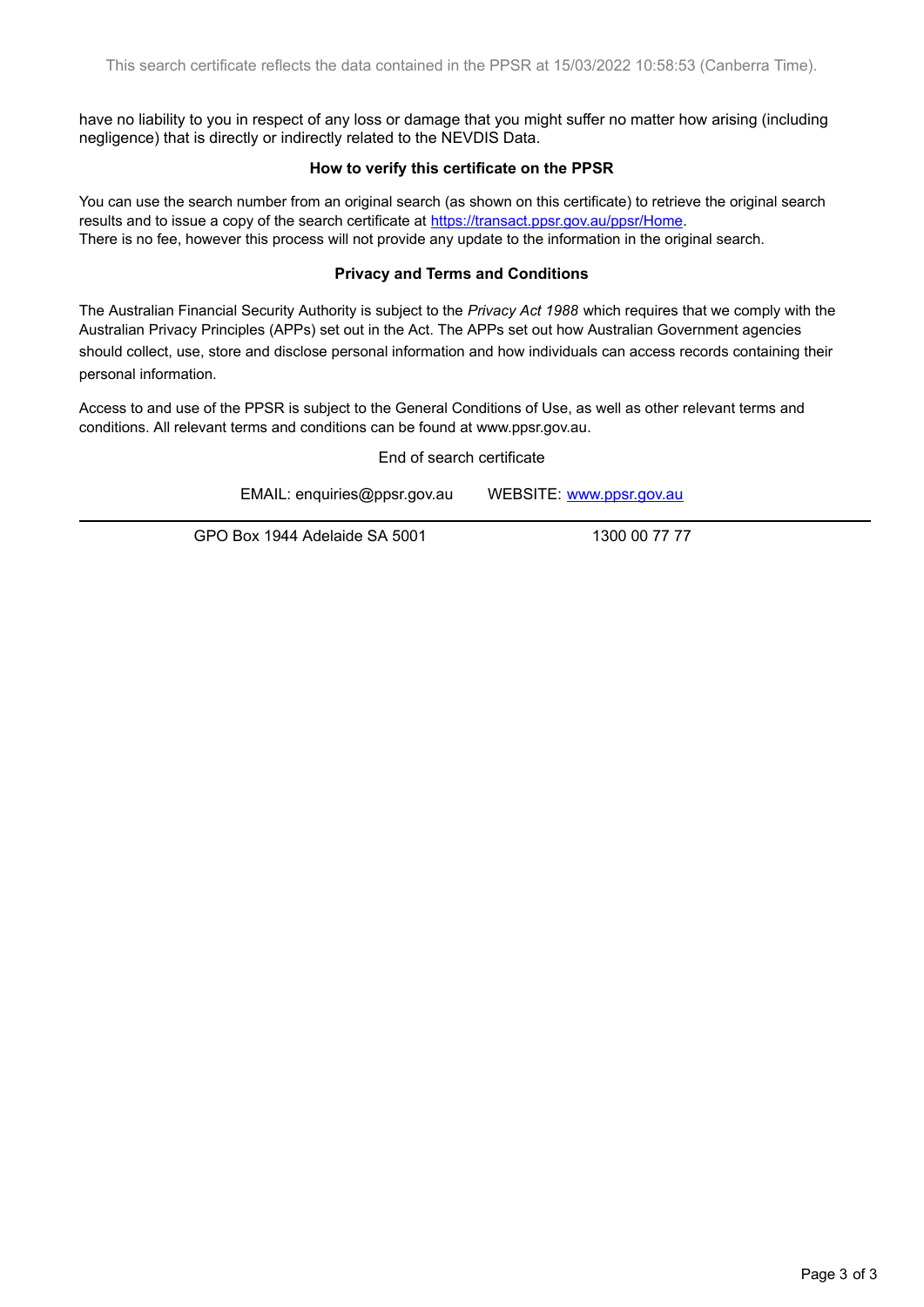have no liability to you in respect of any loss or damage that you might suffer no matter how arising (including negligence) that is directly or indirectly related to the NEVDIS Data.

### How to verify this certificate on the PPSR

You can use the search number from an original search (as shown on this certificate) to retrieve the original search results and to issue a copy of the search certificate at https://transact.ppsr.gov.au/ppsr/Home.
There is no fee, however this process will not provide any update to the information in the original search.

### Privacy and Terms and Conditions

The Australian Financial Security Authority is subject to the *Privacy Act 1988* which requires that we comply with the Australian Privacy Principles (APPs) set out in the Act. The APPs set out how Australian Government agencies should collect, use, store and disclose personal information and how individuals can access records containing their personal information.

Access to and use of the PPSR is subject to the General Conditions of Use, as well as other relevant terms and conditions. All relevant terms and conditions can be found at www.ppsr.gov.au.

End of search certificate

EMAIL: enquiries@ppsr.gov.au WEBSITE: www.ppsr.gov.au

GPO Box 1944 Adelaide SA 5001 1300 00 77 77